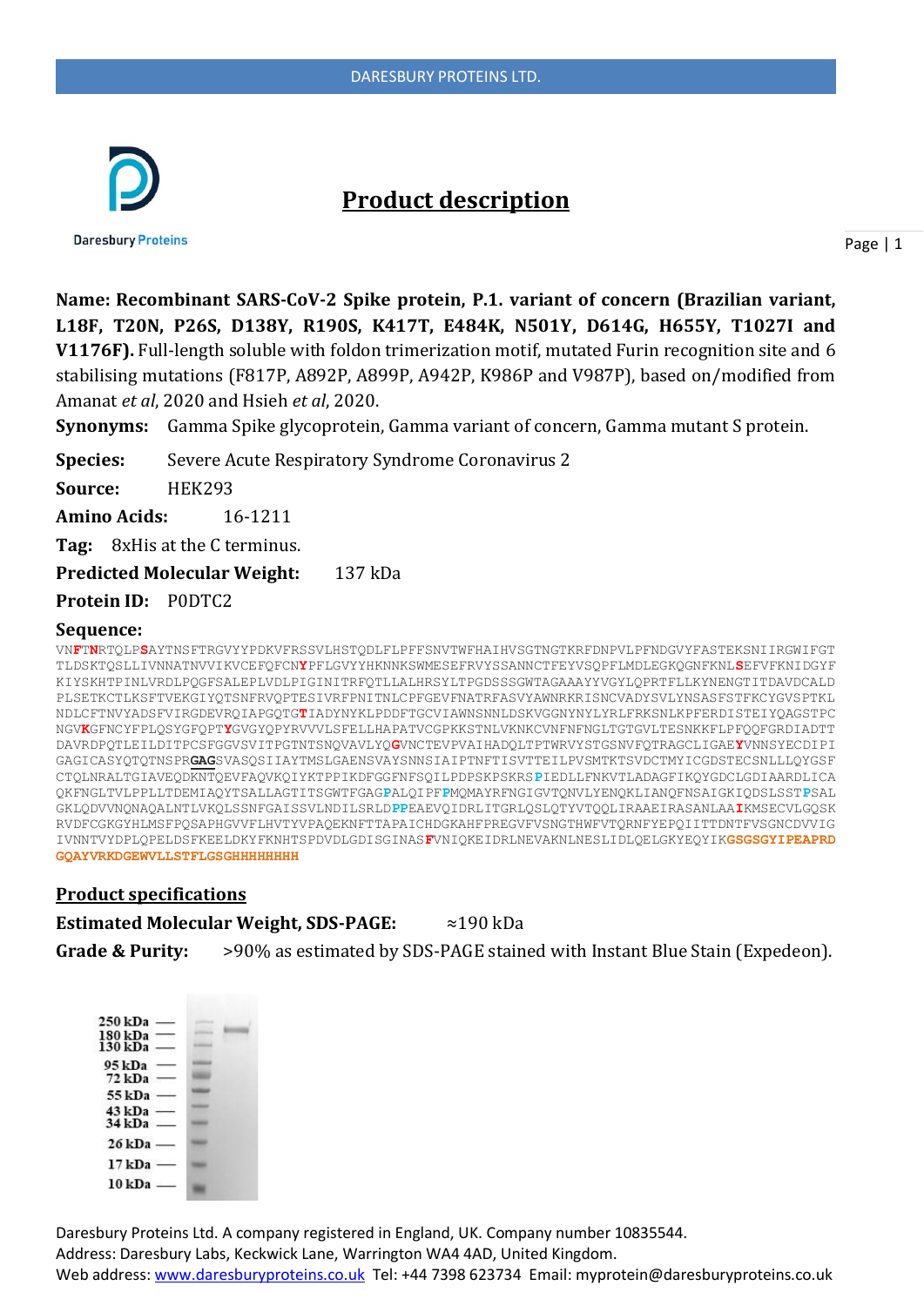# Product description

**Name: Recombinant SARS-CoV-2 Spike protein, P.1. variant of concern (Brazilian variant, L18F, T20N, P26S, D138Y, R190S, K417T, E484K, N501Y, D614G, H655Y, T1027I and V1176F).** Full-length soluble with foldon trimerization motif, mutated Furin recognition site and 6 stabilising mutations (F817P, A892P, A899P, A942P, K986P and V987P), based on/modified from Amanat *et al*, 2020 and Hsieh *et al*, 2020.

**Synonyms:** Gamma Spike glycoprotein, Gamma variant of concern, Gamma mutant S protein.

**Species:** Severe Acute Respiratory Syndrome Coronavirus 2

**Source:** HEK293

**Amino Acids:** 16-1211

**Tag:** 8xHis at the C terminus.

**Predicted Molecular Weight:** 137 kDa

**Protein ID:** P0DTC2

**Sequence:**

VN**F**T**N**RTQLP**S**AYTNSFTRGVYYPDKVFRSSVLHSTQDLFLPFFSNVTWFHAIHVSGTNGTKRFDNPVLPFNDGVYFASTEKSNIIRGWIFGT TLDSKTQSLLIVNNATNVVIKVCEFQFCN**Y**PFLGVYYHKNNKSWMESEFRVYSSANNCTFEYVSQPFLMDLEGKQGNFKNL**S**EFVFKNIDGYF KIYSKHTPINLVRDLPQGFSALEPLVDLPIGINITRFQTLLALHRSYLTPGDSSSGWTAGAAAYYVGYLQPRTFLLKYNENGTITDAVDCALD PLSETKCTLKSFTVEKGIYQTSNFRVQPTESIVRFPNITNLCPFGEVFNATRFASVYAWNRKRISNCVADYSVLYNSASFSTFKCYGVSPTKL NDLCFTNVYADSFVIRGDEVRQIAPGQTG**T**IADYNYKLPDDFTGCVIAWNSNNLDSKVGGNYNYLYRLFRKSNLKPFERDISTEIYQAGSTPC NGV**K**GFNCYFPLQSYGFQPT**Y**GVGYQPYRVVVLSFELLHAPATVCGPKKSTNLVKNKCVNFNFNGLTGTGVLTESNKKFLPFQQFGRDIADTT DAVRDPQTLEILDITPCSFGGVSVITPGTNTSNQVAVLYQ**G**VNCTEVPVAIHADQLTPTWRVYSTGSNVFQTRAGCLIGAE**Y**VNNSYECDIPI GAGICASYQTQTNSPR**GAG**SVASQSIIAYTMSLGAENSVAYSNNSIAIPTNFTISVTTEILPVSMTKTSVDCTMYICGDSTECSNLLLQYGSF CTQLNRALTGIAVEQDKNTQEVFAQVKQIYKTPPIKDFGGFNFSQILPDPSKPSKRS**P**IEDLLFNKVTLADAGFIKQYGDCLGDIAARDLICA QKFNGLTVLPPLLTDEMIAQYTSALLAGTITSGWTFGAG**P**ALQIPF**P**MQMAYRFNGIGVTQNVLYENQKLIANQFNSAIGKIQDSLSST**P**SAL GKLQDVVNQNAQALNTLVKQLSSNFGAISSVLNDILSRLD**PP**EAEVQIDRLITGRLQSLQTYVTQQLIRAAEIRASANLAA**I**KMSECVLGQSK RVDFCGKGYHLMSFPQSAPHGVVFLHVTYVPAQEKNFTTAPAICHDGKAHFPREGVFVSNGTHWFVTQRNFYEPQIITTDNTFVSGNCDVVIG IVNNTVYDPLQPELDSFKEELDKYFKNHTSPDVDLGDISGINAS**F**VNIQKEIDRLNEVAKNLNESLIDLQELGKYEQYIK**GSGSGYIPEAPRD GQAYVRKDGEWVLLSTFLGSGHHHHHHHH**

## Product specifications

**Estimated Molecular Weight, SDS-PAGE:** ≈190 kDa

**Grade & Purity:** >90% as estimated by SDS-PAGE stained with Instant Blue Stain (Expedeon).

250 kDa
180 kDa
130 kDa
95 kDa
72 kDa
55 kDa
43 kDa
34 kDa
26 kDa
17 kDa
10 kDa

Daresbury Proteins Ltd. A company registered in England, UK. Company number 10835544.
Address: Daresbury Labs, Keckwick Lane, Warrington WA4 4AD, United Kingdom.
Web address: www.daresburyproteins.co.uk Tel: +44 7398 623734 Email: myprotein@daresburyproteins.co.uk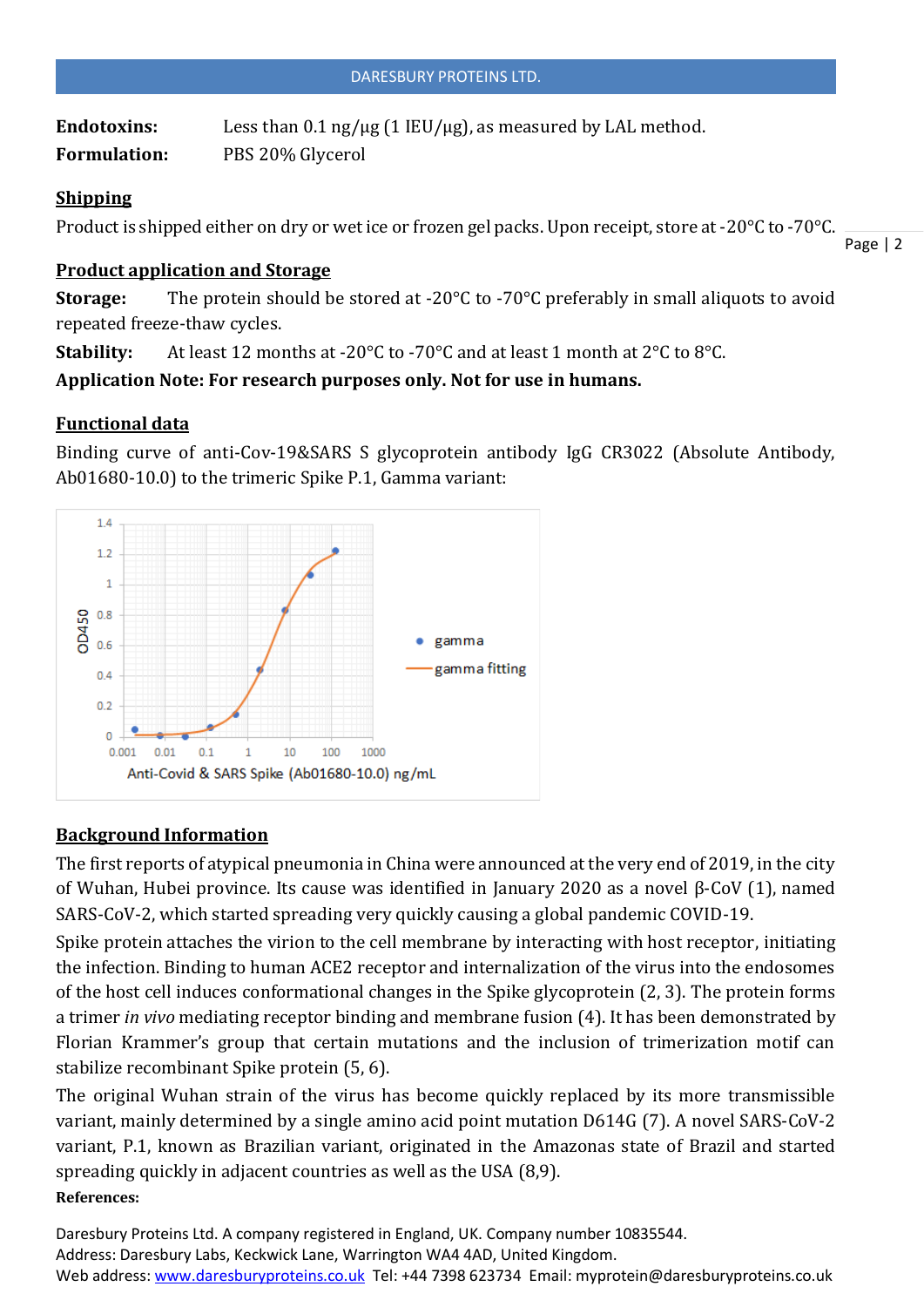**Endotoxins:** Less than 0.1 ng/µg (1 IEU/µg), as measured by LAL method.

**Formulation:** PBS 20% Glycerol

## Shipping

Product is shipped either on dry or wet ice or frozen gel packs. Upon receipt, store at -20°C to -70°C.

## Product application and Storage

**Storage:** The protein should be stored at -20°C to -70°C preferably in small aliquots to avoid repeated freeze-thaw cycles.

**Stability:** At least 12 months at -20°C to -70°C and at least 1 month at 2°C to 8°C.

**Application Note: For research purposes only. Not for use in humans.**

## Functional data

Binding curve of anti-Cov-19&SARS S glycoprotein antibody IgG CR3022 (Absolute Antibody, Ab01680-10.0) to the trimeric Spike P.1, Gamma variant:

## Background Information

The first reports of atypical pneumonia in China were announced at the very end of 2019, in the city of Wuhan, Hubei province. Its cause was identified in January 2020 as a novel β-CoV (1), named SARS-CoV-2, which started spreading very quickly causing a global pandemic COVID-19.

Spike protein attaches the virion to the cell membrane by interacting with host receptor, initiating the infection. Binding to human ACE2 receptor and internalization of the virus into the endosomes of the host cell induces conformational changes in the Spike glycoprotein (2, 3). The protein forms a trimer *in vivo* mediating receptor binding and membrane fusion (4). It has been demonstrated by Florian Krammer's group that certain mutations and the inclusion of trimerization motif can stabilize recombinant Spike protein (5, 6).

The original Wuhan strain of the virus has become quickly replaced by its more transmissible variant, mainly determined by a single amino acid point mutation D614G (7). A novel SARS-CoV-2 variant, P.1, known as Brazilian variant, originated in the Amazonas state of Brazil and started spreading quickly in adjacent countries as well as the USA (8,9).

**References:**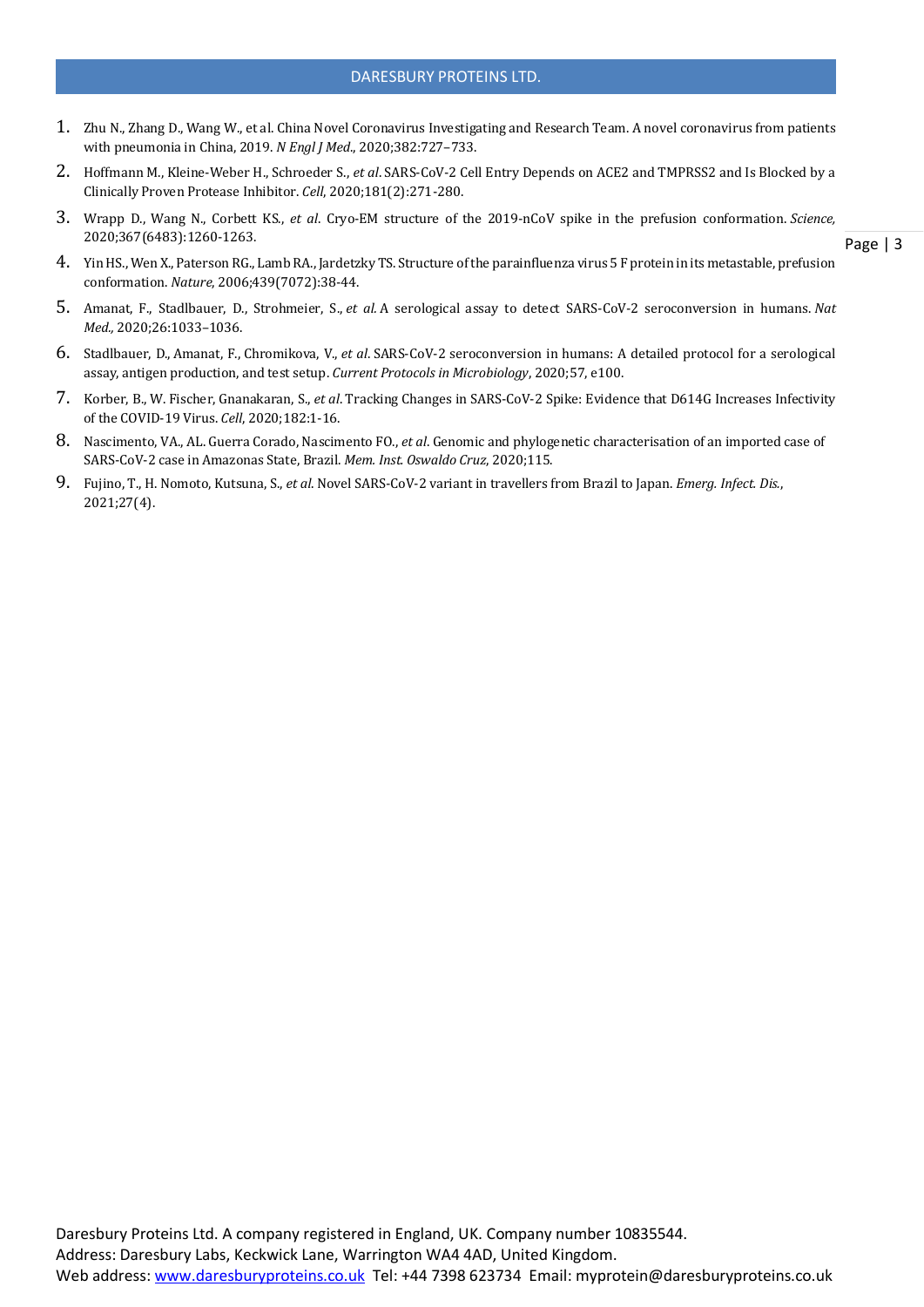1. Zhu N., Zhang D., Wang W., et al. China Novel Coronavirus Investigating and Research Team. A novel coronavirus from patients with pneumonia in China, 2019. *N Engl J Med*., 2020;382:727–733.
2. Hoffmann M., Kleine-Weber H., Schroeder S., *et al*. SARS-CoV-2 Cell Entry Depends on ACE2 and TMPRSS2 and Is Blocked by a Clinically Proven Protease Inhibitor. *Cell*, 2020;181(2):271-280.
3. Wrapp D., Wang N., Corbett KS., *et al*. Cryo-EM structure of the 2019-nCoV spike in the prefusion conformation. *Science,* 2020;367(6483):1260-1263.
4. Yin HS., Wen X., Paterson RG., Lamb RA., Jardetzky TS. Structure of the parainfluenza virus 5 F protein in its metastable, prefusion conformation. *Nature*, 2006;439(7072):38-44.
5. Amanat, F., Stadlbauer, D., Strohmeier, S., *et al.* A serological assay to detect SARS-CoV-2 seroconversion in humans. *Nat Med.,* 2020;26:1033–1036.
6. Stadlbauer, D., Amanat, F., Chromikova, V., *et al*. SARS-CoV-2 seroconversion in humans: A detailed protocol for a serological assay, antigen production, and test setup. *Current Protocols in Microbiology*, 2020;57, e100.
7. Korber, B., W. Fischer, Gnanakaran, S., *et al*. Tracking Changes in SARS-CoV-2 Spike: Evidence that D614G Increases Infectivity of the COVID-19 Virus. *Cell*, 2020;182:1-16.
8. Nascimento, VA., AL. Guerra Corado, Nascimento FO., *et al*. Genomic and phylogenetic characterisation of an imported case of SARS-CoV-2 case in Amazonas State, Brazil. *Mem. Inst. Oswaldo Cruz*, 2020;115.
9. Fujino, T., H. Nomoto, Kutsuna, S., *et al*. Novel SARS-CoV-2 variant in travellers from Brazil to Japan. *Emerg. Infect. Dis.*, 2021;27(4).